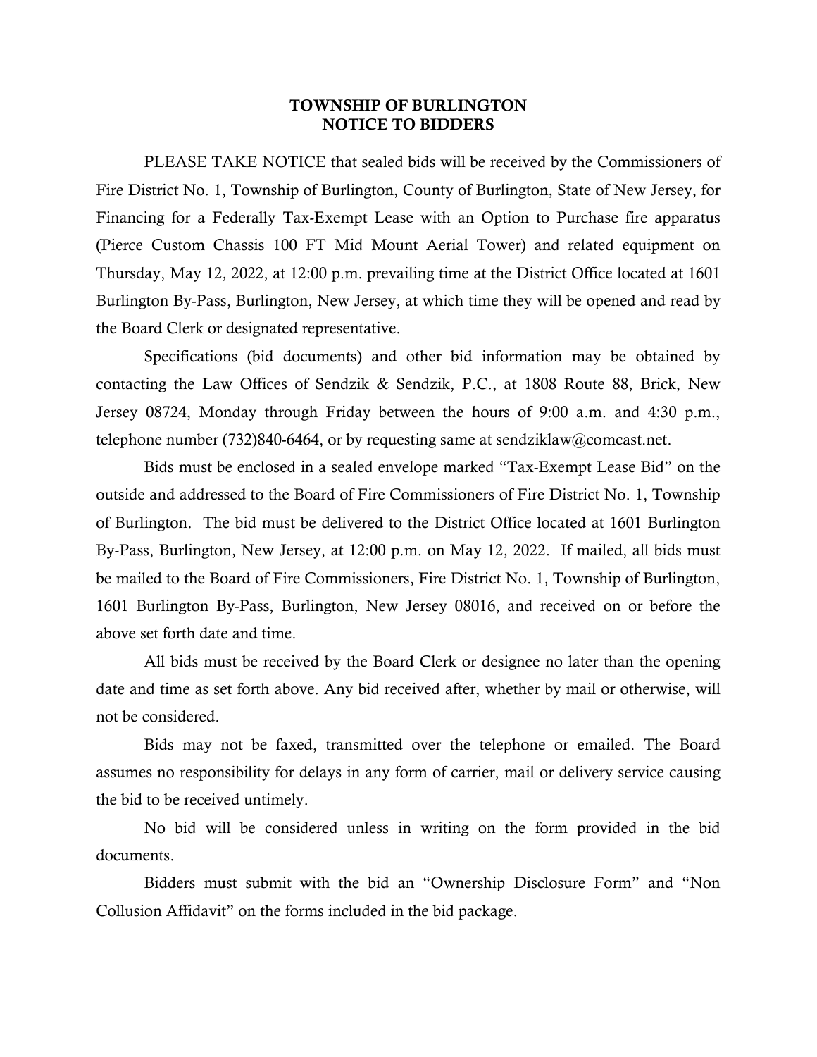# TOWNSHIP OF BURLINGTON
# NOTICE TO BIDDERS

PLEASE TAKE NOTICE that sealed bids will be received by the Commissioners of Fire District No. 1, Township of Burlington, County of Burlington, State of New Jersey, for Financing for a Federally Tax-Exempt Lease with an Option to Purchase fire apparatus (Pierce Custom Chassis 100 FT Mid Mount Aerial Tower) and related equipment on Thursday, May 12, 2022, at 12:00 p.m. prevailing time at the District Office located at 1601 Burlington By-Pass, Burlington, New Jersey, at which time they will be opened and read by the Board Clerk or designated representative.

Specifications (bid documents) and other bid information may be obtained by contacting the Law Offices of Sendzik & Sendzik, P.C., at 1808 Route 88, Brick, New Jersey 08724, Monday through Friday between the hours of 9:00 a.m. and 4:30 p.m., telephone number (732)840-6464, or by requesting same at sendziklaw@comcast.net.

Bids must be enclosed in a sealed envelope marked "Tax-Exempt Lease Bid" on the outside and addressed to the Board of Fire Commissioners of Fire District No. 1, Township of Burlington. The bid must be delivered to the District Office located at 1601 Burlington By-Pass, Burlington, New Jersey, at 12:00 p.m. on May 12, 2022. If mailed, all bids must be mailed to the Board of Fire Commissioners, Fire District No. 1, Township of Burlington, 1601 Burlington By-Pass, Burlington, New Jersey 08016, and received on or before the above set forth date and time.

All bids must be received by the Board Clerk or designee no later than the opening date and time as set forth above. Any bid received after, whether by mail or otherwise, will not be considered.

Bids may not be faxed, transmitted over the telephone or emailed. The Board assumes no responsibility for delays in any form of carrier, mail or delivery service causing the bid to be received untimely.

No bid will be considered unless in writing on the form provided in the bid documents.

Bidders must submit with the bid an "Ownership Disclosure Form" and "Non Collusion Affidavit" on the forms included in the bid package.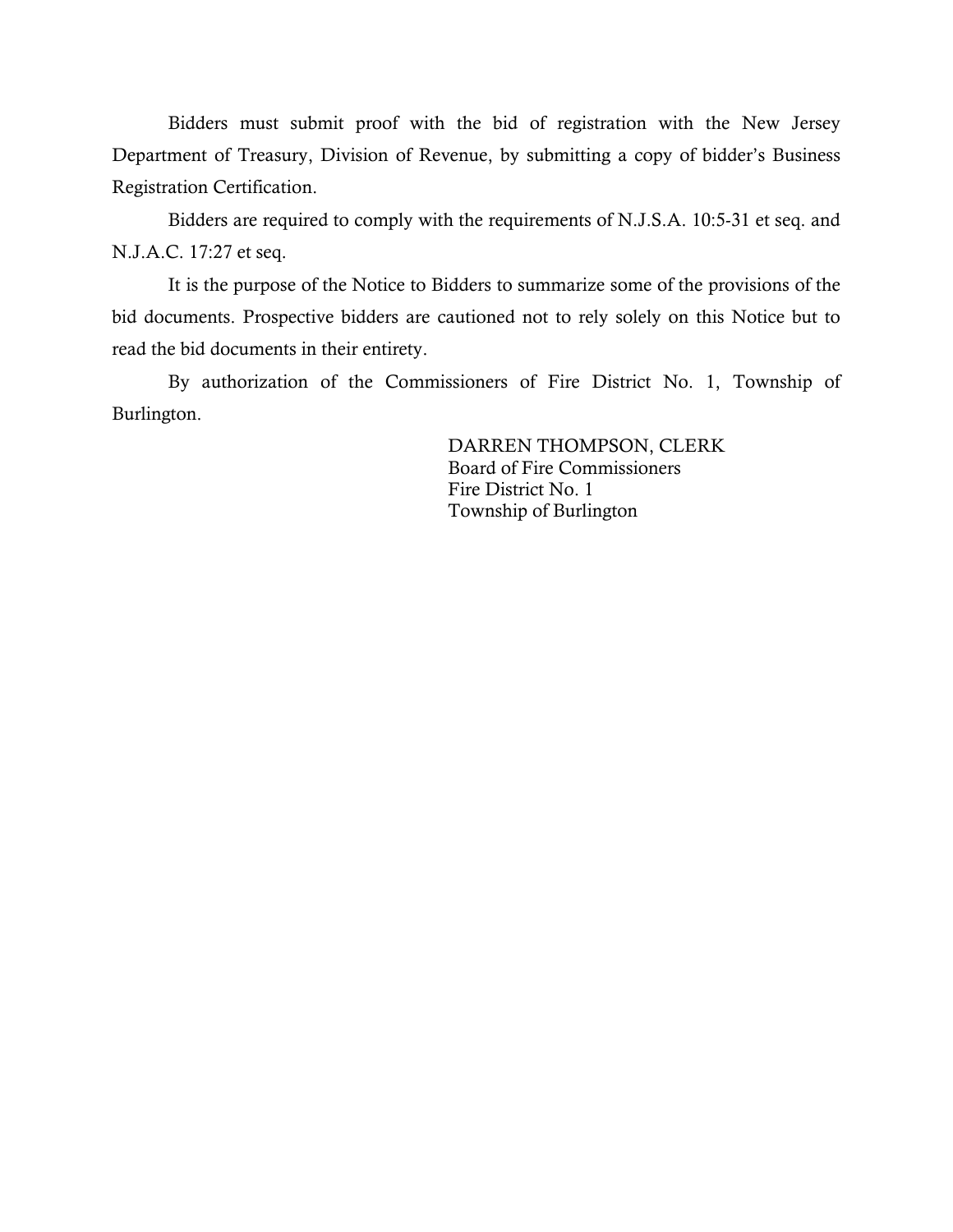Bidders must submit proof with the bid of registration with the New Jersey Department of Treasury, Division of Revenue, by submitting a copy of bidder's Business Registration Certification.

Bidders are required to comply with the requirements of N.J.S.A. 10:5-31 et seq. and N.J.A.C. 17:27 et seq.

It is the purpose of the Notice to Bidders to summarize some of the provisions of the bid documents. Prospective bidders are cautioned not to rely solely on this Notice but to read the bid documents in their entirety.

By authorization of the Commissioners of Fire District No. 1, Township of Burlington.

DARREN THOMPSON, CLERK
Board of Fire Commissioners
Fire District No. 1
Township of Burlington